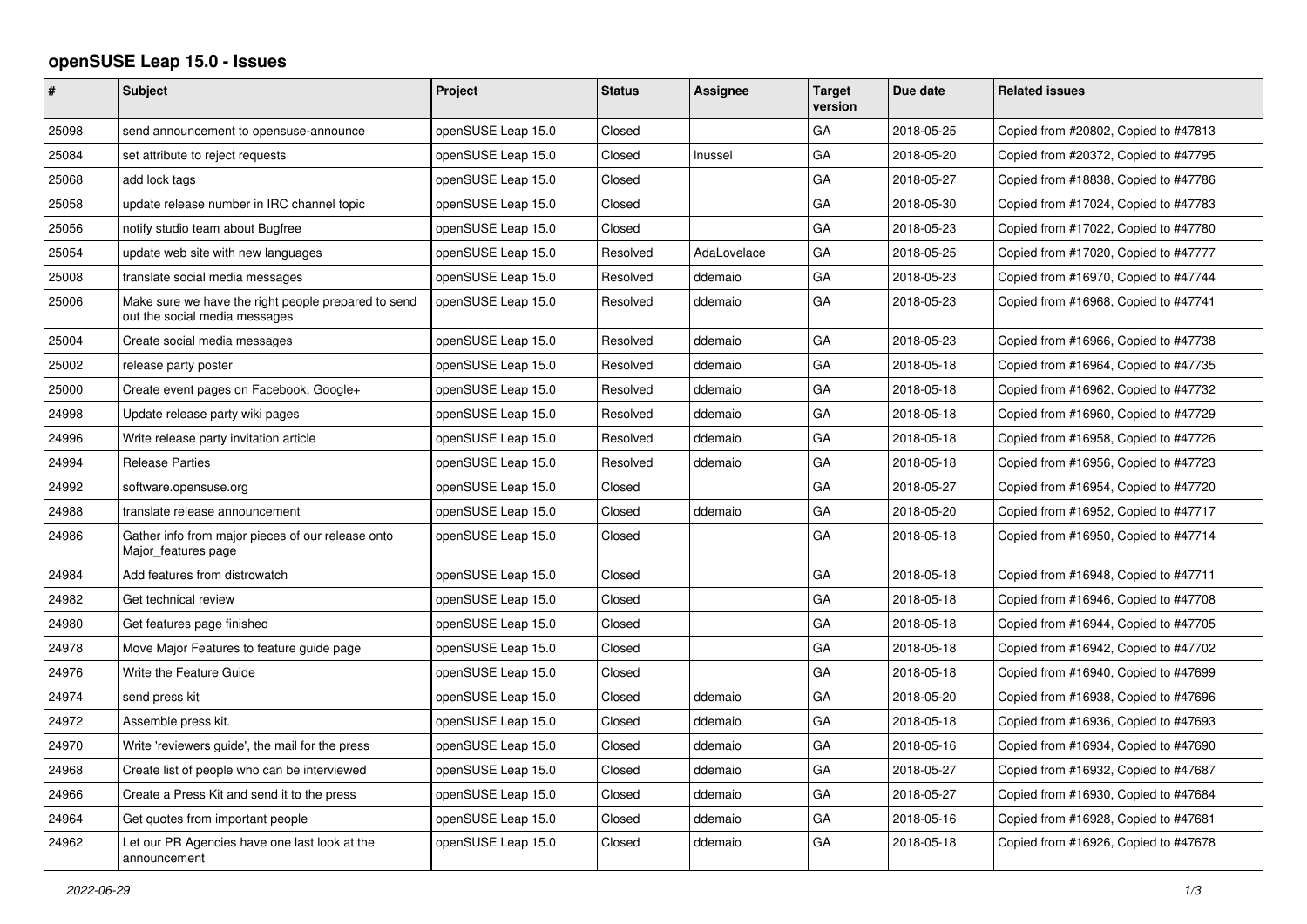# openSUSE Leap 15.0 - Issues

| # | Subject | Project | Status | Assignee | Target version | Due date | Related issues |
|---|---|---|---|---|---|---|---|
| 25098 | send announcement to opensuse-announce | openSUSE Leap 15.0 | Closed | | GA | 2018-05-25 | Copied from #20802, Copied to #47813 |
| 25084 | set attribute to reject requests | openSUSE Leap 15.0 | Closed | lnussel | GA | 2018-05-20 | Copied from #20372, Copied to #47795 |
| 25068 | add lock tags | openSUSE Leap 15.0 | Closed | | GA | 2018-05-27 | Copied from #18838, Copied to #47786 |
| 25058 | update release number in IRC channel topic | openSUSE Leap 15.0 | Closed | | GA | 2018-05-30 | Copied from #17024, Copied to #47783 |
| 25056 | notify studio team about Bugfree | openSUSE Leap 15.0 | Closed | | GA | 2018-05-23 | Copied from #17022, Copied to #47780 |
| 25054 | update web site with new languages | openSUSE Leap 15.0 | Resolved | AdaLovelace | GA | 2018-05-25 | Copied from #17020, Copied to #47777 |
| 25008 | translate social media messages | openSUSE Leap 15.0 | Resolved | ddemaio | GA | 2018-05-23 | Copied from #16970, Copied to #47744 |
| 25006 | Make sure we have the right people prepared to send out the social media messages | openSUSE Leap 15.0 | Resolved | ddemaio | GA | 2018-05-23 | Copied from #16968, Copied to #47741 |
| 25004 | Create social media messages | openSUSE Leap 15.0 | Resolved | ddemaio | GA | 2018-05-23 | Copied from #16966, Copied to #47738 |
| 25002 | release party poster | openSUSE Leap 15.0 | Resolved | ddemaio | GA | 2018-05-18 | Copied from #16964, Copied to #47735 |
| 25000 | Create event pages on Facebook, Google+ | openSUSE Leap 15.0 | Resolved | ddemaio | GA | 2018-05-18 | Copied from #16962, Copied to #47732 |
| 24998 | Update release party wiki pages | openSUSE Leap 15.0 | Resolved | ddemaio | GA | 2018-05-18 | Copied from #16960, Copied to #47729 |
| 24996 | Write release party invitation article | openSUSE Leap 15.0 | Resolved | ddemaio | GA | 2018-05-18 | Copied from #16958, Copied to #47726 |
| 24994 | Release Parties | openSUSE Leap 15.0 | Resolved | ddemaio | GA | 2018-05-18 | Copied from #16956, Copied to #47723 |
| 24992 | software.opensuse.org | openSUSE Leap 15.0 | Closed | | GA | 2018-05-27 | Copied from #16954, Copied to #47720 |
| 24988 | translate release announcement | openSUSE Leap 15.0 | Closed | ddemaio | GA | 2018-05-20 | Copied from #16952, Copied to #47717 |
| 24986 | Gather info from major pieces of our release onto Major_features page | openSUSE Leap 15.0 | Closed | | GA | 2018-05-18 | Copied from #16950, Copied to #47714 |
| 24984 | Add features from distrowatch | openSUSE Leap 15.0 | Closed | | GA | 2018-05-18 | Copied from #16948, Copied to #47711 |
| 24982 | Get technical review | openSUSE Leap 15.0 | Closed | | GA | 2018-05-18 | Copied from #16946, Copied to #47708 |
| 24980 | Get features page finished | openSUSE Leap 15.0 | Closed | | GA | 2018-05-18 | Copied from #16944, Copied to #47705 |
| 24978 | Move Major Features to feature guide page | openSUSE Leap 15.0 | Closed | | GA | 2018-05-18 | Copied from #16942, Copied to #47702 |
| 24976 | Write the Feature Guide | openSUSE Leap 15.0 | Closed | | GA | 2018-05-18 | Copied from #16940, Copied to #47699 |
| 24974 | send press kit | openSUSE Leap 15.0 | Closed | ddemaio | GA | 2018-05-20 | Copied from #16938, Copied to #47696 |
| 24972 | Assemble press kit. | openSUSE Leap 15.0 | Closed | ddemaio | GA | 2018-05-18 | Copied from #16936, Copied to #47693 |
| 24970 | Write 'reviewers guide', the mail for the press | openSUSE Leap 15.0 | Closed | ddemaio | GA | 2018-05-16 | Copied from #16934, Copied to #47690 |
| 24968 | Create list of people who can be interviewed | openSUSE Leap 15.0 | Closed | ddemaio | GA | 2018-05-27 | Copied from #16932, Copied to #47687 |
| 24966 | Create a Press Kit and send it to the press | openSUSE Leap 15.0 | Closed | ddemaio | GA | 2018-05-27 | Copied from #16930, Copied to #47684 |
| 24964 | Get quotes from important people | openSUSE Leap 15.0 | Closed | ddemaio | GA | 2018-05-16 | Copied from #16928, Copied to #47681 |
| 24962 | Let our PR Agencies have one last look at the announcement | openSUSE Leap 15.0 | Closed | ddemaio | GA | 2018-05-18 | Copied from #16926, Copied to #47678 |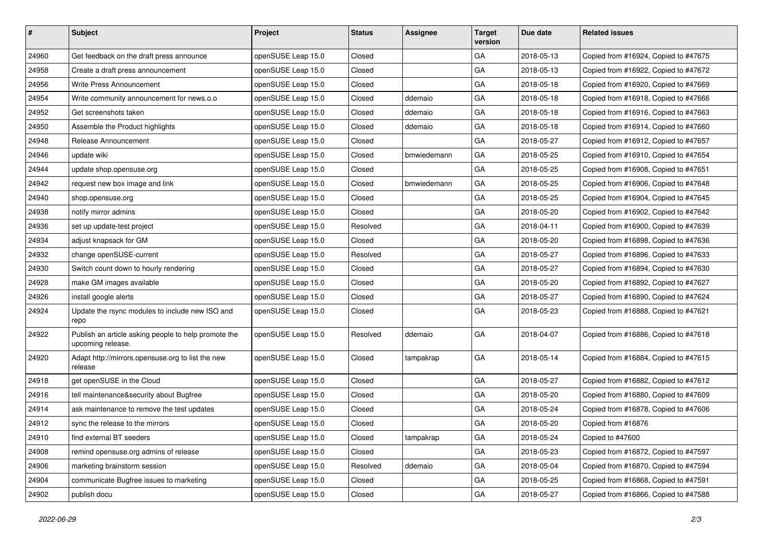| # | Subject | Project | Status | Assignee | Target version | Due date | Related issues |
|---|---|---|---|---|---|---|---|
| 24960 | Get feedback on the draft press announce | openSUSE Leap 15.0 | Closed | | GA | 2018-05-13 | Copied from #16924, Copied to #47675 |
| 24958 | Create a draft press announcement | openSUSE Leap 15.0 | Closed | | GA | 2018-05-13 | Copied from #16922, Copied to #47672 |
| 24956 | Write Press Announcement | openSUSE Leap 15.0 | Closed | | GA | 2018-05-18 | Copied from #16920, Copied to #47669 |
| 24954 | Write community announcement for news.o.o | openSUSE Leap 15.0 | Closed | ddemaio | GA | 2018-05-18 | Copied from #16918, Copied to #47666 |
| 24952 | Get screenshots taken | openSUSE Leap 15.0 | Closed | ddemaio | GA | 2018-05-18 | Copied from #16916, Copied to #47663 |
| 24950 | Assemble the Product highlights | openSUSE Leap 15.0 | Closed | ddemaio | GA | 2018-05-18 | Copied from #16914, Copied to #47660 |
| 24948 | Release Announcement | openSUSE Leap 15.0 | Closed | | GA | 2018-05-27 | Copied from #16912, Copied to #47657 |
| 24946 | update wiki | openSUSE Leap 15.0 | Closed | bmwiedemann | GA | 2018-05-25 | Copied from #16910, Copied to #47654 |
| 24944 | update shop.opensuse.org | openSUSE Leap 15.0 | Closed | | GA | 2018-05-25 | Copied from #16908, Copied to #47651 |
| 24942 | request new box image and link | openSUSE Leap 15.0 | Closed | bmwiedemann | GA | 2018-05-25 | Copied from #16906, Copied to #47648 |
| 24940 | shop.opensuse.org | openSUSE Leap 15.0 | Closed | | GA | 2018-05-25 | Copied from #16904, Copied to #47645 |
| 24938 | notify mirror admins | openSUSE Leap 15.0 | Closed | | GA | 2018-05-20 | Copied from #16902, Copied to #47642 |
| 24936 | set up update-test project | openSUSE Leap 15.0 | Resolved | | GA | 2018-04-11 | Copied from #16900, Copied to #47639 |
| 24934 | adjust knapsack for GM | openSUSE Leap 15.0 | Closed | | GA | 2018-05-20 | Copied from #16898, Copied to #47636 |
| 24932 | change openSUSE-current | openSUSE Leap 15.0 | Resolved | | GA | 2018-05-27 | Copied from #16896, Copied to #47633 |
| 24930 | Switch count down to hourly rendering | openSUSE Leap 15.0 | Closed | | GA | 2018-05-27 | Copied from #16894, Copied to #47630 |
| 24928 | make GM images available | openSUSE Leap 15.0 | Closed | | GA | 2018-05-20 | Copied from #16892, Copied to #47627 |
| 24926 | install google alerts | openSUSE Leap 15.0 | Closed | | GA | 2018-05-27 | Copied from #16890, Copied to #47624 |
| 24924 | Update the rsync modules to include new ISO and repo | openSUSE Leap 15.0 | Closed | | GA | 2018-05-23 | Copied from #16888, Copied to #47621 |
| 24922 | Publish an article asking people to help promote the upcoming release. | openSUSE Leap 15.0 | Resolved | ddemaio | GA | 2018-04-07 | Copied from #16886, Copied to #47618 |
| 24920 | Adapt http://mirrors.opensuse.org to list the new release | openSUSE Leap 15.0 | Closed | tampakrap | GA | 2018-05-14 | Copied from #16884, Copied to #47615 |
| 24918 | get openSUSE in the Cloud | openSUSE Leap 15.0 | Closed | | GA | 2018-05-27 | Copied from #16882, Copied to #47612 |
| 24916 | tell maintenance&security about Bugfree | openSUSE Leap 15.0 | Closed | | GA | 2018-05-20 | Copied from #16880, Copied to #47609 |
| 24914 | ask maintenance to remove the test updates | openSUSE Leap 15.0 | Closed | | GA | 2018-05-24 | Copied from #16878, Copied to #47606 |
| 24912 | sync the release to the mirrors | openSUSE Leap 15.0 | Closed | | GA | 2018-05-20 | Copied from #16876 |
| 24910 | find external BT seeders | openSUSE Leap 15.0 | Closed | tampakrap | GA | 2018-05-24 | Copied to #47600 |
| 24908 | remind opensuse.org admins of release | openSUSE Leap 15.0 | Closed | | GA | 2018-05-23 | Copied from #16872, Copied to #47597 |
| 24906 | marketing brainstorm session | openSUSE Leap 15.0 | Resolved | ddemaio | GA | 2018-05-04 | Copied from #16870, Copied to #47594 |
| 24904 | communicate Bugfree issues to marketing | openSUSE Leap 15.0 | Closed | | GA | 2018-05-25 | Copied from #16868, Copied to #47591 |
| 24902 | publish docu | openSUSE Leap 15.0 | Closed | | GA | 2018-05-27 | Copied from #16866, Copied to #47588 |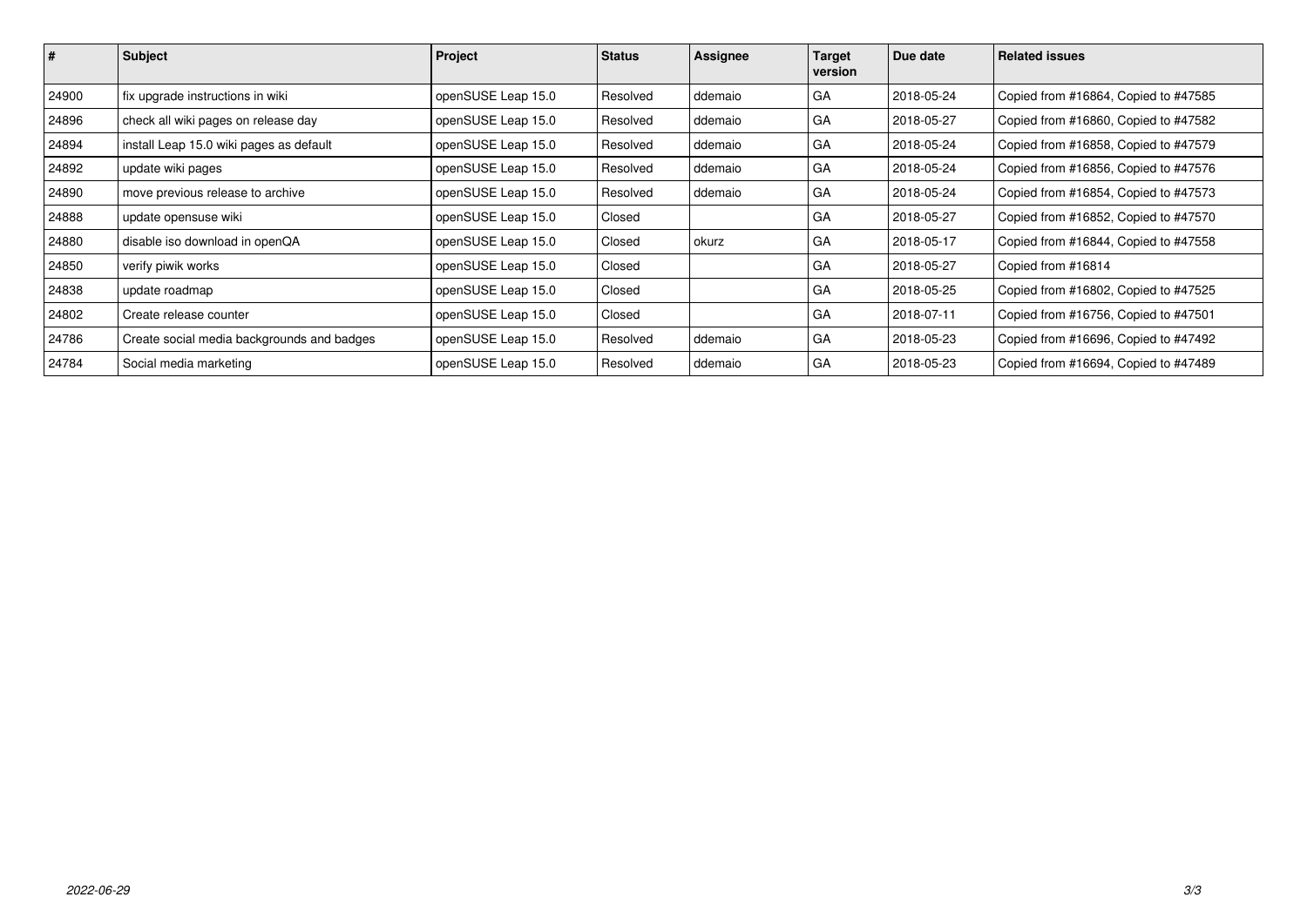| # | Subject | Project | Status | Assignee | Target version | Due date | Related issues |
|---|---|---|---|---|---|---|---|
| 24900 | fix upgrade instructions in wiki | openSUSE Leap 15.0 | Resolved | ddemaio | GA | 2018-05-24 | Copied from #16864, Copied to #47585 |
| 24896 | check all wiki pages on release day | openSUSE Leap 15.0 | Resolved | ddemaio | GA | 2018-05-27 | Copied from #16860, Copied to #47582 |
| 24894 | install Leap 15.0 wiki pages as default | openSUSE Leap 15.0 | Resolved | ddemaio | GA | 2018-05-24 | Copied from #16858, Copied to #47579 |
| 24892 | update wiki pages | openSUSE Leap 15.0 | Resolved | ddemaio | GA | 2018-05-24 | Copied from #16856, Copied to #47576 |
| 24890 | move previous release to archive | openSUSE Leap 15.0 | Resolved | ddemaio | GA | 2018-05-24 | Copied from #16854, Copied to #47573 |
| 24888 | update opensuse wiki | openSUSE Leap 15.0 | Closed | | GA | 2018-05-27 | Copied from #16852, Copied to #47570 |
| 24880 | disable iso download in openQA | openSUSE Leap 15.0 | Closed | okurz | GA | 2018-05-17 | Copied from #16844, Copied to #47558 |
| 24850 | verify piwik works | openSUSE Leap 15.0 | Closed | | GA | 2018-05-27 | Copied from #16814 |
| 24838 | update roadmap | openSUSE Leap 15.0 | Closed | | GA | 2018-05-25 | Copied from #16802, Copied to #47525 |
| 24802 | Create release counter | openSUSE Leap 15.0 | Closed | | GA | 2018-07-11 | Copied from #16756, Copied to #47501 |
| 24786 | Create social media backgrounds and badges | openSUSE Leap 15.0 | Resolved | ddemaio | GA | 2018-05-23 | Copied from #16696, Copied to #47492 |
| 24784 | Social media marketing | openSUSE Leap 15.0 | Resolved | ddemaio | GA | 2018-05-23 | Copied from #16694, Copied to #47489 |